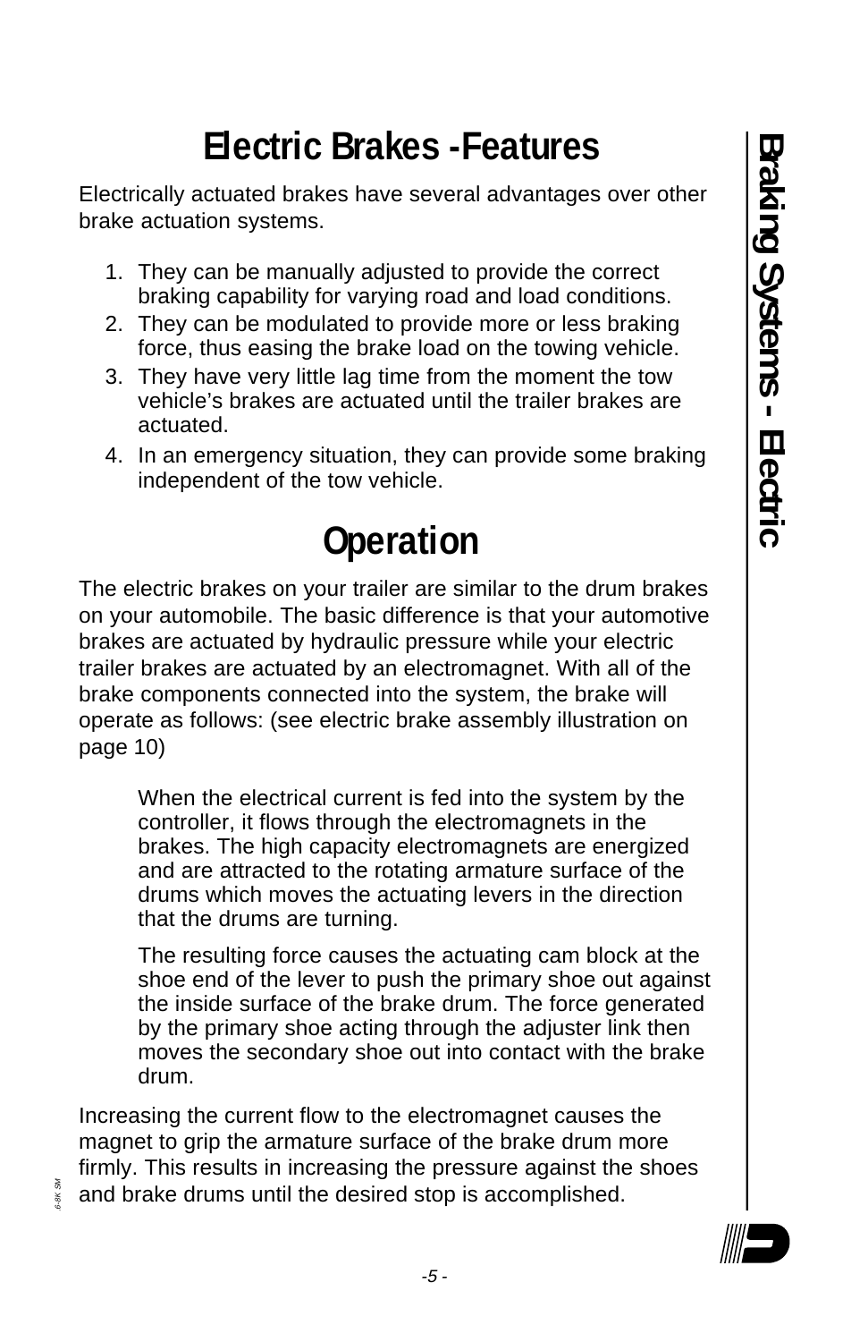# Electric Brakes - Features

Electrically actuated brakes have several advantages over other brake actuation systems.

1. They can be manually adjusted to provide the correct braking capability for varying road and load conditions.
2. They can be modulated to provide more or less braking force, thus easing the brake load on the towing vehicle.
3. They have very little lag time from the moment the tow vehicle's brakes are actuated until the trailer brakes are actuated.
4. In an emergency situation, they can provide some braking independent of the tow vehicle.

# Operation

The electric brakes on your trailer are similar to the drum brakes on your automobile. The basic difference is that your automotive brakes are actuated by hydraulic pressure while your electric trailer brakes are actuated by an electromagnet. With all of the brake components connected into the system, the brake will operate as follows: (see electric brake assembly illustration on page 10)

> When the electrical current is fed into the system by the controller, it flows through the electromagnets in the brakes. The high capacity electromagnets are energized and are attracted to the rotating armature surface of the drums which moves the actuating levers in the direction that the drums are turning.
>
> The resulting force causes the actuating cam block at the shoe end of the lever to push the primary shoe out against the inside surface of the brake drum. The force generated by the primary shoe acting through the adjuster link then moves the secondary shoe out into contact with the brake drum.

Increasing the current flow to the electromagnet causes the magnet to grip the armature surface of the brake drum more firmly. This results in increasing the pressure against the shoes and brake drums until the desired stop is accomplished.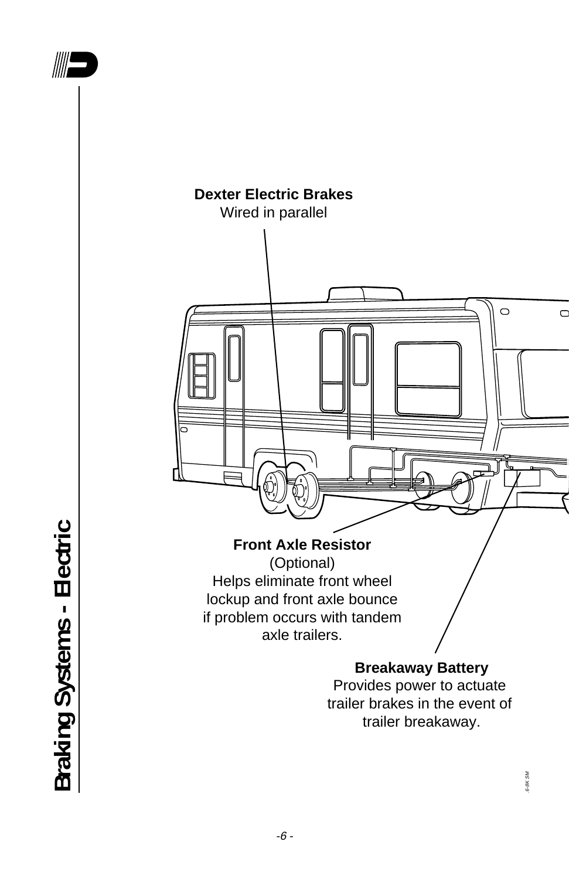**Dexter Electric Brakes**
Wired in parallel

**Front Axle Resistor**
(Optional)
Helps eliminate front wheel lockup and front axle bounce if problem occurs with tandem axle trailers.

**Breakaway Battery**
Provides power to actuate trailer brakes in the event of trailer breakaway.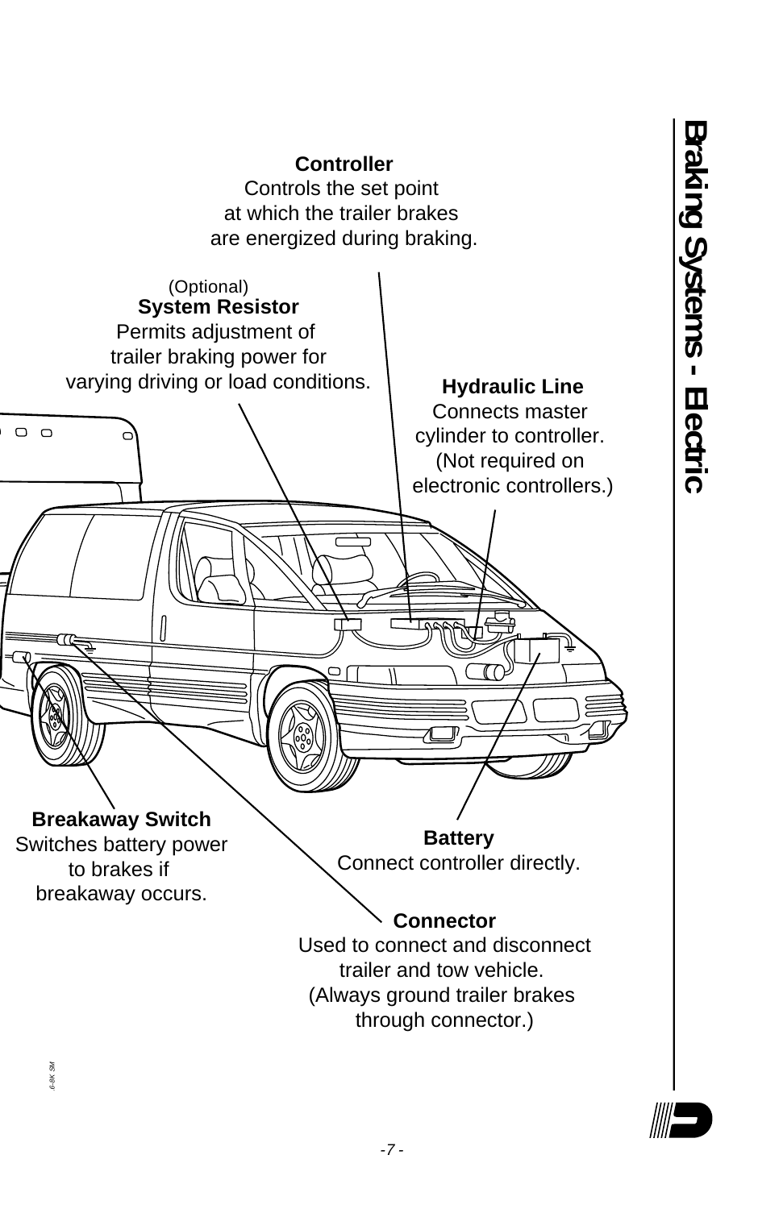# Braking Systems - Electric

**Controller**
Controls the set point at which the trailer brakes are energized during braking.

(Optional)
**System Resistor**
Permits adjustment of trailer braking power for varying driving or load conditions.

**Hydraulic Line**
Connects master cylinder to controller. (Not required on electronic controllers.)

**Breakaway Switch**
Switches battery power to brakes if breakaway occurs.

**Battery**
Connect controller directly.

**Connector**
Used to connect and disconnect trailer and tow vehicle. (Always ground trailer brakes through connector.)

6-8K SM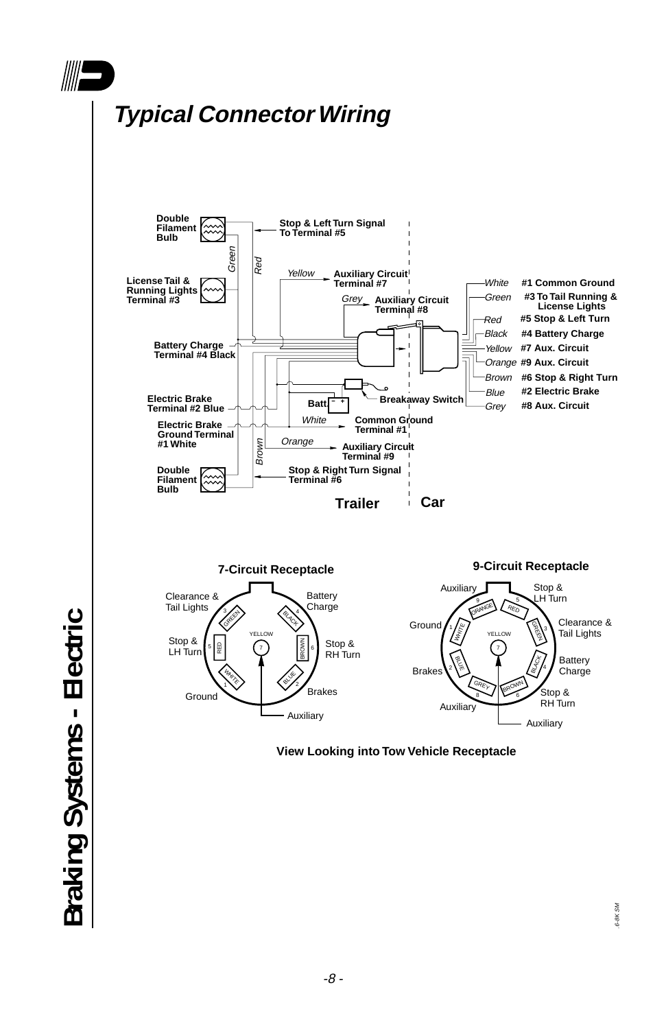# Typical Connector Wiring

Double Filament Bulb

Stop & Left Turn Signal To Terminal #5

Green

Red

Yellow

Auxiliary Circuit Terminal #7

License Tail & Running Lights Terminal #3

Grey

Auxiliary Circuit Terminal #8

White — #1 Common Ground

Green — #3 To Tail Running & License Lights

Red — #5 Stop & Left Turn

Black — #4 Battery Charge

Yellow — #7 Aux. Circuit

Orange — #9 Aux. Circuit

Brown — #6 Stop & Right Turn

Blue — #2 Electric Brake

Grey — #8 Aux. Circuit

Battery Charge Terminal #4 Black

Electric Brake Terminal #2 Blue

Batt.

Breakaway Switch

White

Common Ground Terminal #1

Electric Brake Ground Terminal #1 White

Orange

Brown

Auxiliary Circuit Terminal #9

Stop & Right Turn Signal Terminal #6

Double Filament Bulb

**Trailer** **Car**

## 7-Circuit Receptacle

Clearance & Tail Lights — 3 GREEN

Battery Charge — 4 BLACK

Stop & LH Turn — 5 RED

7 YELLOW

Stop & RH Turn — 6 BROWN

Ground — 1 WHITE

Brakes — 2 BLUE

Auxiliary

## 9-Circuit Receptacle

Auxiliary — 9 ORANGE

Stop & LH Turn — 5 RED

Ground — 1 WHITE

Clearance & Tail Lights — 3 GREEN

7 YELLOW

Brakes — 2 BLUE

Battery Charge — 4 BLACK

Auxiliary — 8 GREY

Stop & RH Turn — 6 BROWN

Auxiliary

**View Looking into Tow Vehicle Receptacle**

Braking Systems - Electric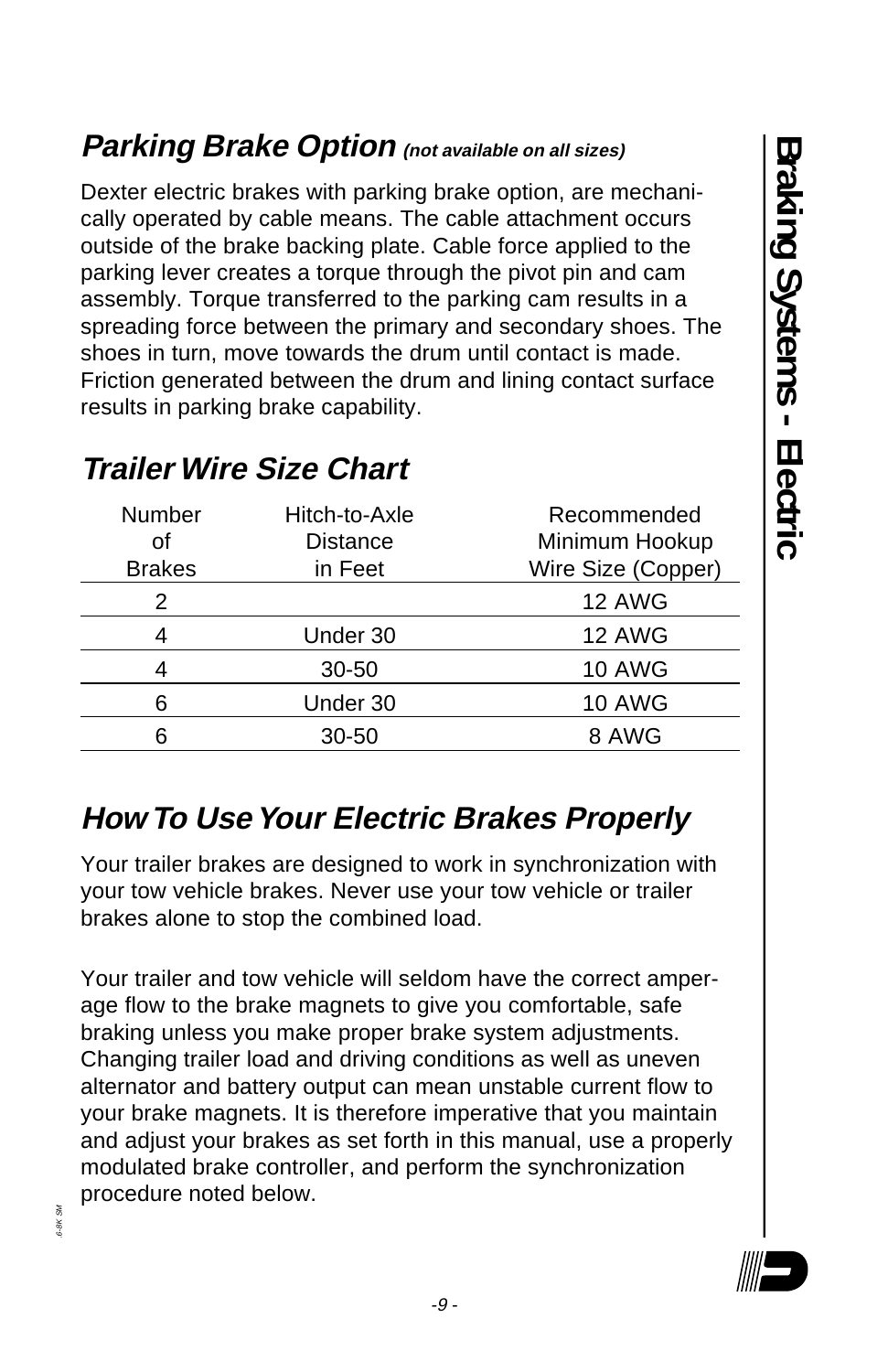## *Parking Brake Option (not available on all sizes)*

Dexter electric brakes with parking brake option, are mechanically operated by cable means. The cable attachment occurs outside of the brake backing plate. Cable force applied to the parking lever creates a torque through the pivot pin and cam assembly. Torque transferred to the parking cam results in a spreading force between the primary and secondary shoes. The shoes in turn, move towards the drum until contact is made. Friction generated between the drum and lining contact surface results in parking brake capability.

## *Trailer Wire Size Chart*

| Number of Brakes | Hitch-to-Axle Distance in Feet | Recommended Minimum Hookup Wire Size (Copper) |
|---|---|---|
| 2 | | 12 AWG |
| 4 | Under 30 | 12 AWG |
| 4 | 30-50 | 10 AWG |
| 6 | Under 30 | 10 AWG |
| 6 | 30-50 | 8 AWG |

## *How To Use Your Electric Brakes Properly*

Your trailer brakes are designed to work in synchronization with your tow vehicle brakes. Never use your tow vehicle or trailer brakes alone to stop the combined load.

Your trailer and tow vehicle will seldom have the correct amperage flow to the brake magnets to give you comfortable, safe braking unless you make proper brake system adjustments. Changing trailer load and driving conditions as well as uneven alternator and battery output can mean unstable current flow to your brake magnets. It is therefore imperative that you maintain and adjust your brakes as set forth in this manual, use a properly modulated brake controller, and perform the synchronization procedure noted below.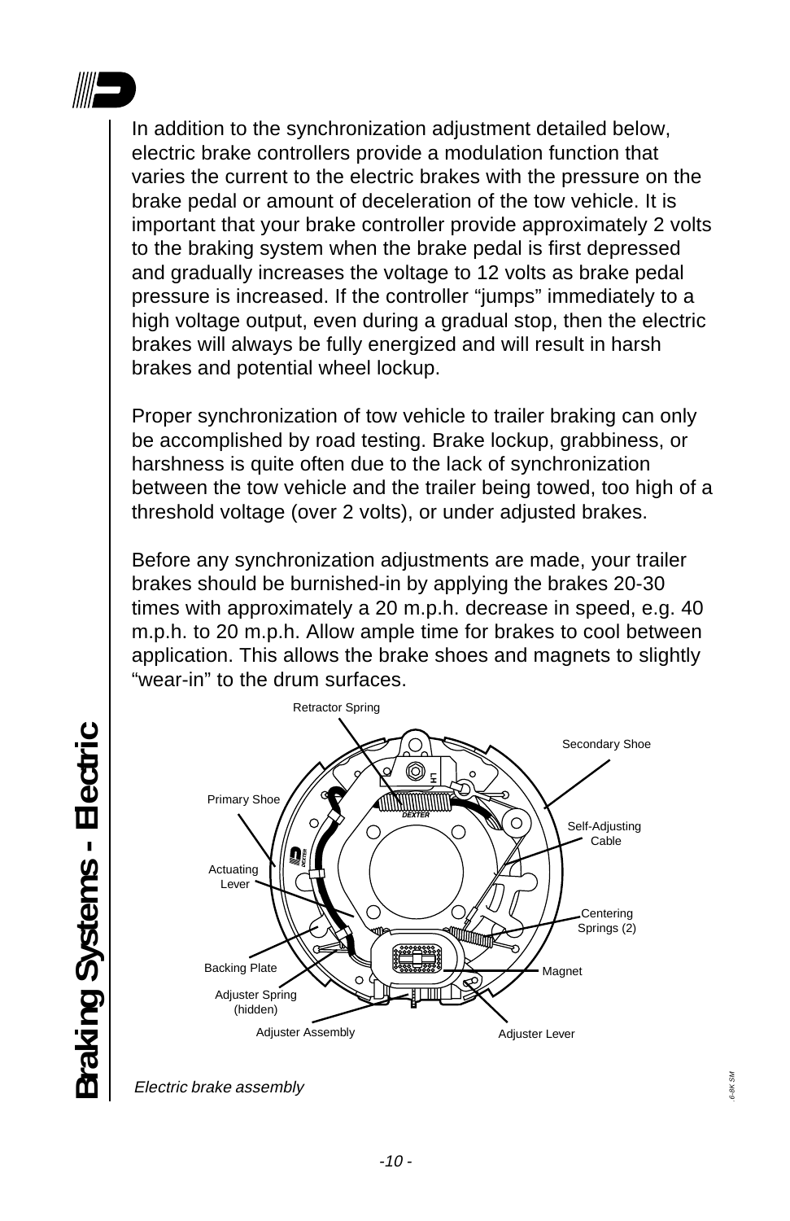In addition to the synchronization adjustment detailed below, electric brake controllers provide a modulation function that varies the current to the electric brakes with the pressure on the brake pedal or amount of deceleration of the tow vehicle. It is important that your brake controller provide approximately 2 volts to the braking system when the brake pedal is first depressed and gradually increases the voltage to 12 volts as brake pedal pressure is increased. If the controller “jumps” immediately to a high voltage output, even during a gradual stop, then the electric brakes will always be fully energized and will result in harsh brakes and potential wheel lockup.

Proper synchronization of tow vehicle to trailer braking can only be accomplished by road testing. Brake lockup, grabbiness, or harshness is quite often due to the lack of synchronization between the tow vehicle and the trailer being towed, too high of a threshold voltage (over 2 volts), or under adjusted brakes.

Before any synchronization adjustments are made, your trailer brakes should be burnished-in by applying the brakes 20-30 times with approximately a 20 m.p.h. decrease in speed, e.g. 40 m.p.h. to 20 m.p.h. Allow ample time for brakes to cool between application. This allows the brake shoes and magnets to slightly “wear-in” to the drum surfaces.

Retractor Spring

Secondary Shoe

Primary Shoe

Self-Adjusting Cable

Actuating Lever

Centering Springs (2)

Backing Plate

Magnet

Adjuster Spring (hidden)

Adjuster Assembly

Adjuster Lever

*Electric brake assembly*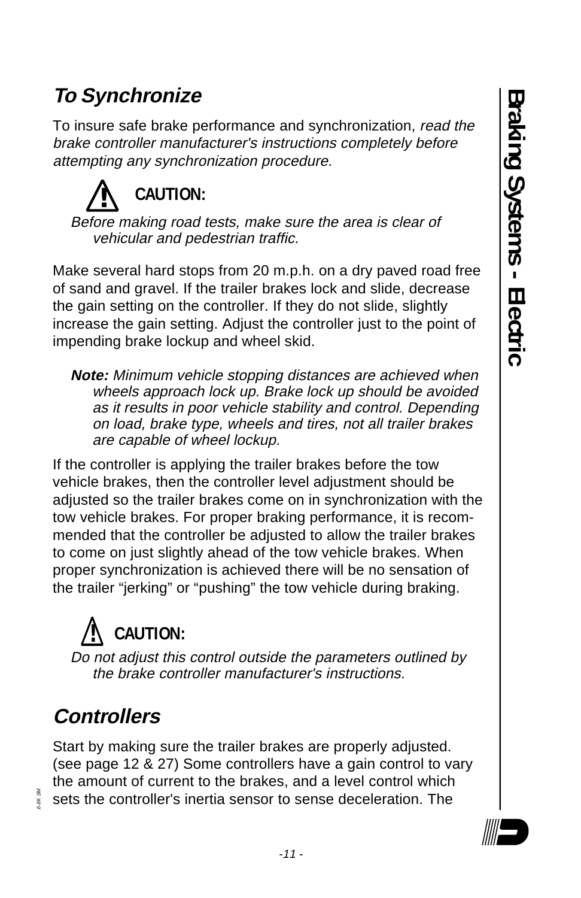## *To Synchronize*

To insure safe brake performance and synchronization, *read the brake controller manufacturer's instructions completely before attempting any synchronization procedure.*

**CAUTION:**

*Before making road tests, make sure the area is clear of vehicular and pedestrian traffic.*

Make several hard stops from 20 m.p.h. on a dry paved road free of sand and gravel. If the trailer brakes lock and slide, decrease the gain setting on the controller. If they do not slide, slightly increase the gain setting. Adjust the controller just to the point of impending brake lockup and wheel skid.

***Note:*** *Minimum vehicle stopping distances are achieved when wheels approach lock up. Brake lock up should be avoided as it results in poor vehicle stability and control. Depending on load, brake type, wheels and tires, not all trailer brakes are capable of wheel lockup.*

If the controller is applying the trailer brakes before the tow vehicle brakes, then the controller level adjustment should be adjusted so the trailer brakes come on in synchronization with the tow vehicle brakes. For proper braking performance, it is recommended that the controller be adjusted to allow the trailer brakes to come on just slightly ahead of the tow vehicle brakes. When proper synchronization is achieved there will be no sensation of the trailer "jerking" or "pushing" the tow vehicle during braking.

**CAUTION:**

*Do not adjust this control outside the parameters outlined by the brake controller manufacturer's instructions.*

## *Controllers*

Start by making sure the trailer brakes are properly adjusted. (see page 12 & 27) Some controllers have a gain control to vary the amount of current to the brakes, and a level control which sets the controller's inertia sensor to sense deceleration. The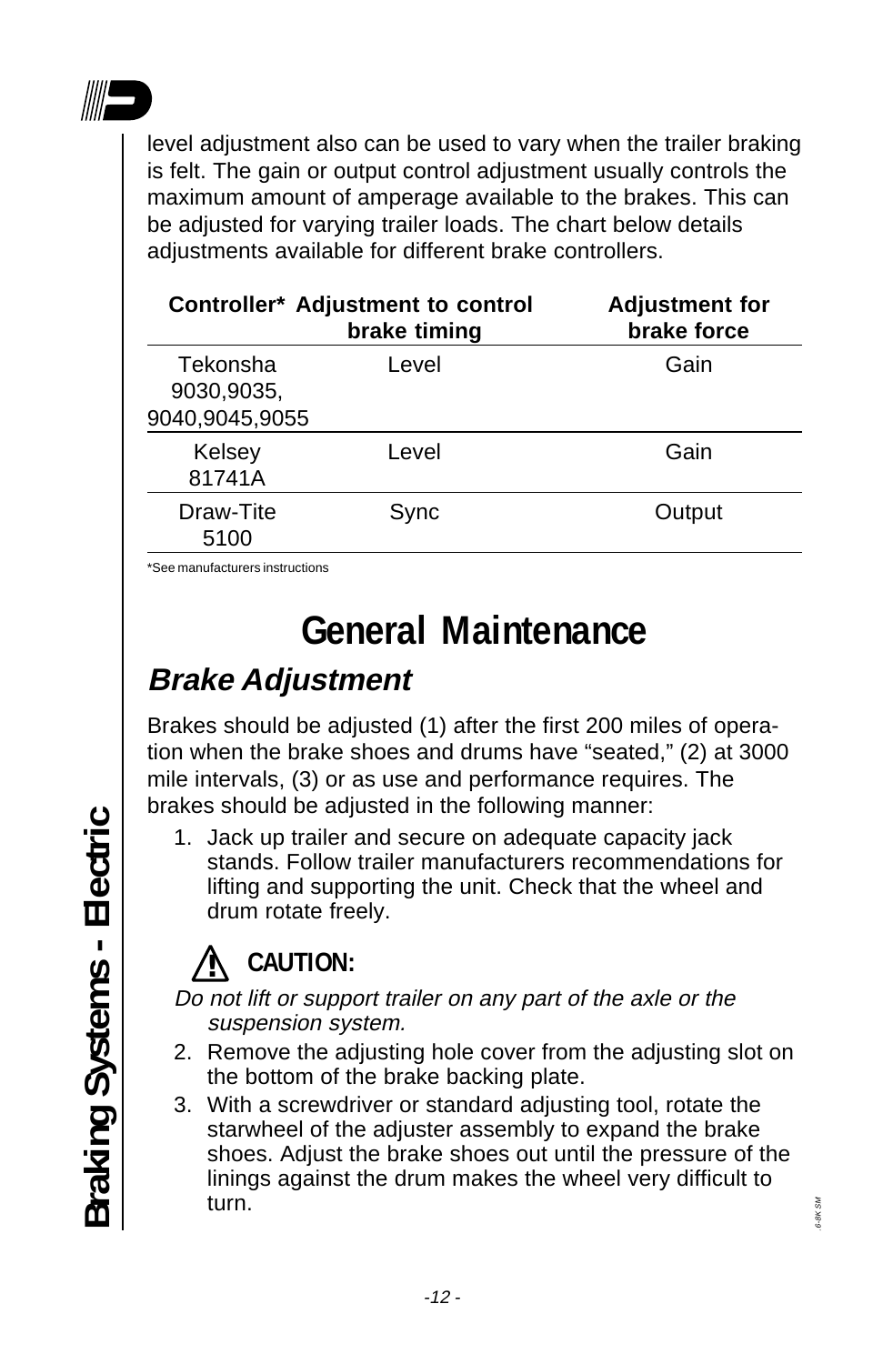level adjustment also can be used to vary when the trailer braking is felt. The gain or output control adjustment usually controls the maximum amount of amperage available to the brakes. This can be adjusted for varying trailer loads. The chart below details adjustments available for different brake controllers.

| Controller* | Adjustment to control brake timing | Adjustment for brake force |
|---|---|---|
| Tekonsha 9030,9035, 9040,9045,9055 | Level | Gain |
| Kelsey 81741A | Level | Gain |
| Draw-Tite 5100 | Sync | Output |

*See manufacturers instructions

# General Maintenance

## *Brake Adjustment*

Brakes should be adjusted (1) after the first 200 miles of operation when the brake shoes and drums have "seated," (2) at 3000 mile intervals, (3) or as use and performance requires. The brakes should be adjusted in the following manner:

1. Jack up trailer and secure on adequate capacity jack stands. Follow trailer manufacturers recommendations for lifting and supporting the unit. Check that the wheel and drum rotate freely.

**CAUTION:**

*Do not lift or support trailer on any part of the axle or the suspension system.*

2. Remove the adjusting hole cover from the adjusting slot on the bottom of the brake backing plate.
3. With a screwdriver or standard adjusting tool, rotate the starwheel of the adjuster assembly to expand the brake shoes. Adjust the brake shoes out until the pressure of the linings against the drum makes the wheel very difficult to turn.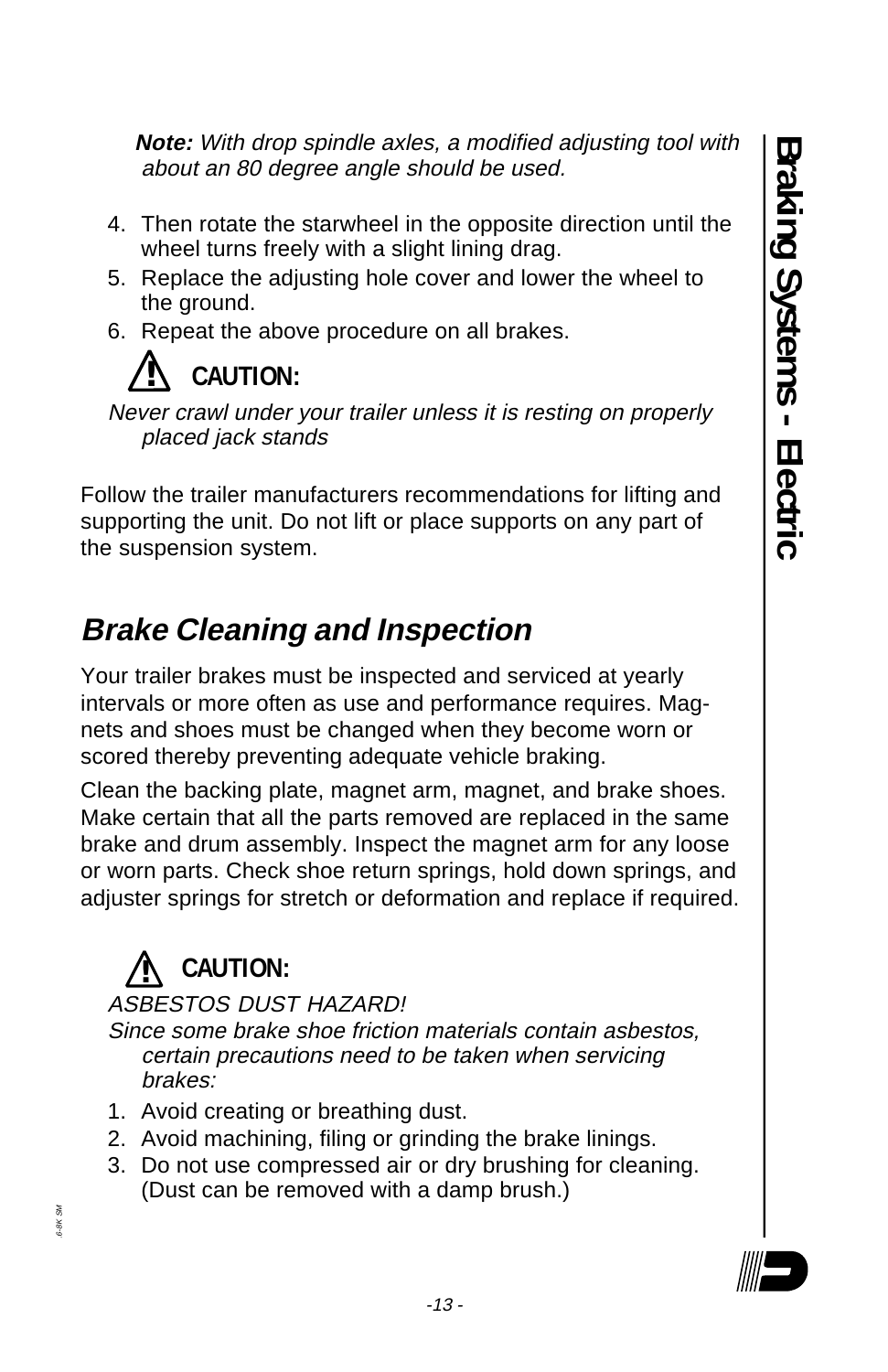***Note:*** *With drop spindle axles, a modified adjusting tool with about an 80 degree angle should be used.*

4. Then rotate the starwheel in the opposite direction until the wheel turns freely with a slight lining drag.
5. Replace the adjusting hole cover and lower the wheel to the ground.
6. Repeat the above procedure on all brakes.

**CAUTION:**

*Never crawl under your trailer unless it is resting on properly placed jack stands*

Follow the trailer manufacturers recommendations for lifting and supporting the unit. Do not lift or place supports on any part of the suspension system.

## *Brake Cleaning and Inspection*

Your trailer brakes must be inspected and serviced at yearly intervals or more often as use and performance requires. Magnets and shoes must be changed when they become worn or scored thereby preventing adequate vehicle braking.

Clean the backing plate, magnet arm, magnet, and brake shoes. Make certain that all the parts removed are replaced in the same brake and drum assembly. Inspect the magnet arm for any loose or worn parts. Check shoe return springs, hold down springs, and adjuster springs for stretch or deformation and replace if required.

**CAUTION:**

*ASBESTOS DUST HAZARD!*

*Since some brake shoe friction materials contain asbestos, certain precautions need to be taken when servicing brakes:*

1. Avoid creating or breathing dust.
2. Avoid machining, filing or grinding the brake linings.
3. Do not use compressed air or dry brushing for cleaning. (Dust can be removed with a damp brush.)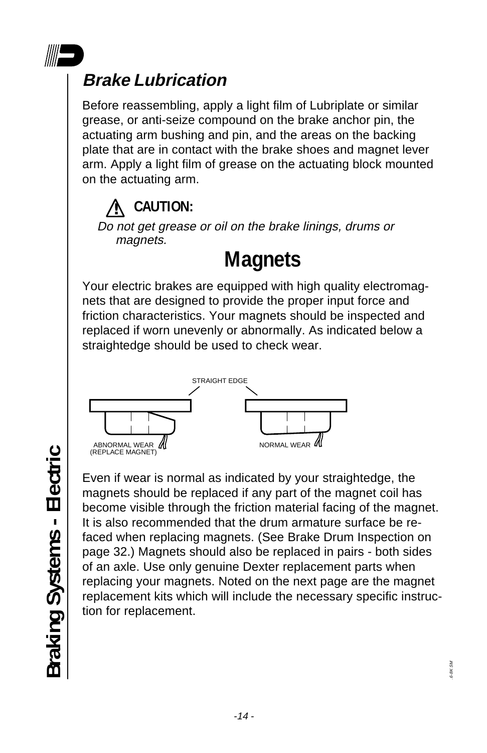## *Brake Lubrication*

Before reassembling, apply a light film of Lubriplate or similar grease, or anti-seize compound on the brake anchor pin, the actuating arm bushing and pin, and the areas on the backing plate that are in contact with the brake shoes and magnet lever arm. Apply a light film of grease on the actuating block mounted on the actuating arm.

**CAUTION:**

*Do not get grease or oil on the brake linings, drums or magnets.*

# Magnets

Your electric brakes are equipped with high quality electromagnets that are designed to provide the proper input force and friction characteristics. Your magnets should be inspected and replaced if worn unevenly or abnormally. As indicated below a straightedge should be used to check wear.

STRAIGHT EDGE

ABNORMAL WEAR (REPLACE MAGNET)

NORMAL WEAR

Even if wear is normal as indicated by your straightedge, the magnets should be replaced if any part of the magnet coil has become visible through the friction material facing of the magnet. It is also recommended that the drum armature surface be refaced when replacing magnets. (See Brake Drum Inspection on page 32.) Magnets should also be replaced in pairs - both sides of an axle. Use only genuine Dexter replacement parts when replacing your magnets. Noted on the next page are the magnet replacement kits which will include the necessary specific instruction for replacement.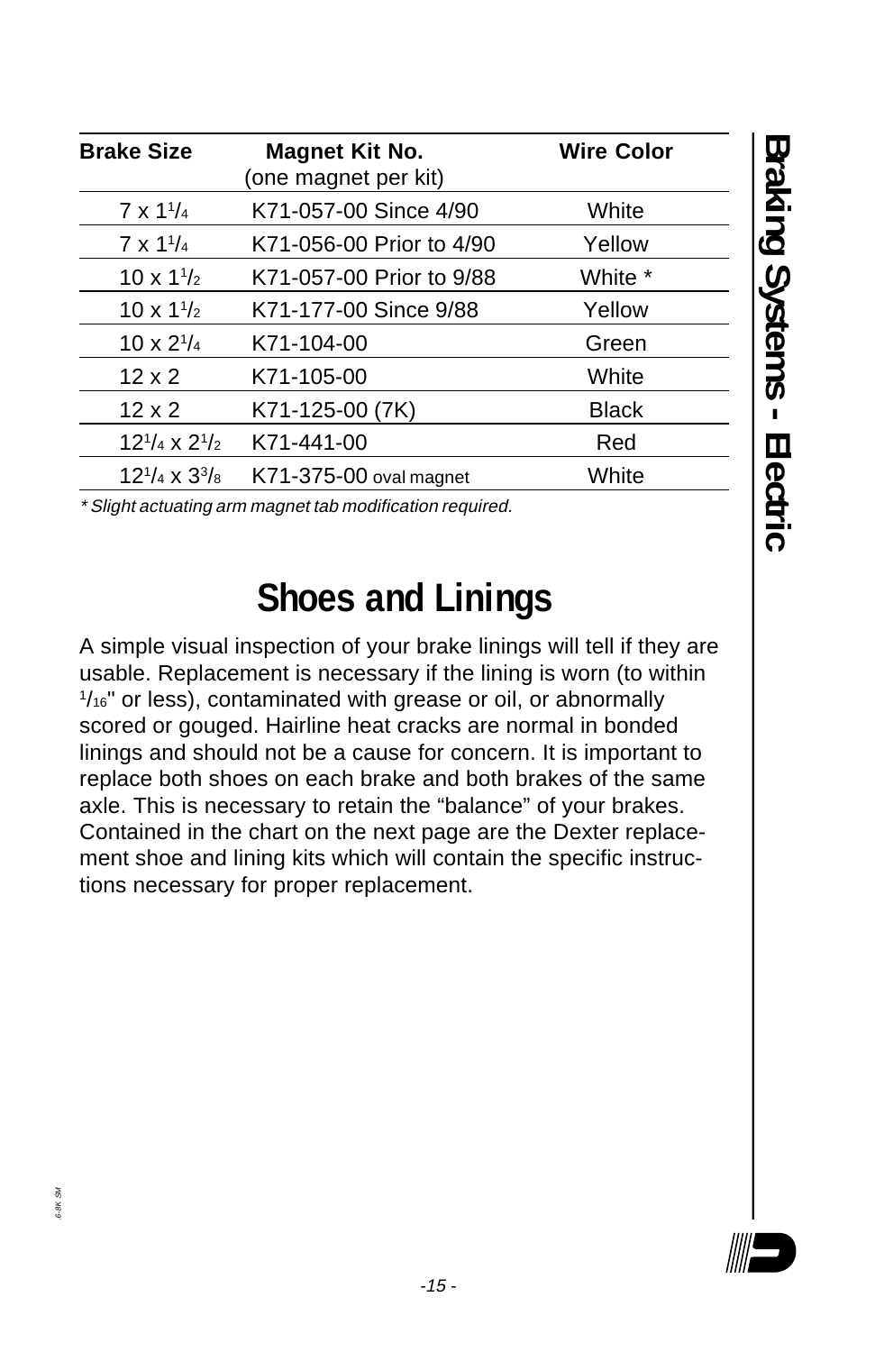| Brake Size | Magnet Kit No. (one magnet per kit) | Wire Color |
|---|---|---|
| 7 x 1$^{1}/_{4}$ | K71-057-00 Since 4/90 | White |
| 7 x 1$^{1}/_{4}$ | K71-056-00 Prior to 4/90 | Yellow |
| 10 x 1$^{1}/_{2}$ | K71-057-00 Prior to 9/88 | White * |
| 10 x 1$^{1}/_{2}$ | K71-177-00 Since 9/88 | Yellow |
| 10 x 2$^{1}/_{4}$ | K71-104-00 | Green |
| 12 x 2 | K71-105-00 | White |
| 12 x 2 | K71-125-00 (7K) | Black |
| 12$^{1}/_{4}$ x 2$^{1}/_{2}$ | K71-441-00 | Red |
| 12$^{1}/_{4}$ x 3$^{3}/_{8}$ | K71-375-00 oval magnet | White |

*\* Slight actuating arm magnet tab modification required.*

# Shoes and Linings

A simple visual inspection of your brake linings will tell if they are usable. Replacement is necessary if the lining is worn (to within $^{1}/_{16}$" or less), contaminated with grease or oil, or abnormally scored or gouged. Hairline heat cracks are normal in bonded linings and should not be a cause for concern. It is important to replace both shoes on each brake and both brakes of the same axle. This is necessary to retain the "balance" of your brakes. Contained in the chart on the next page are the Dexter replacement shoe and lining kits which will contain the specific instructions necessary for proper replacement.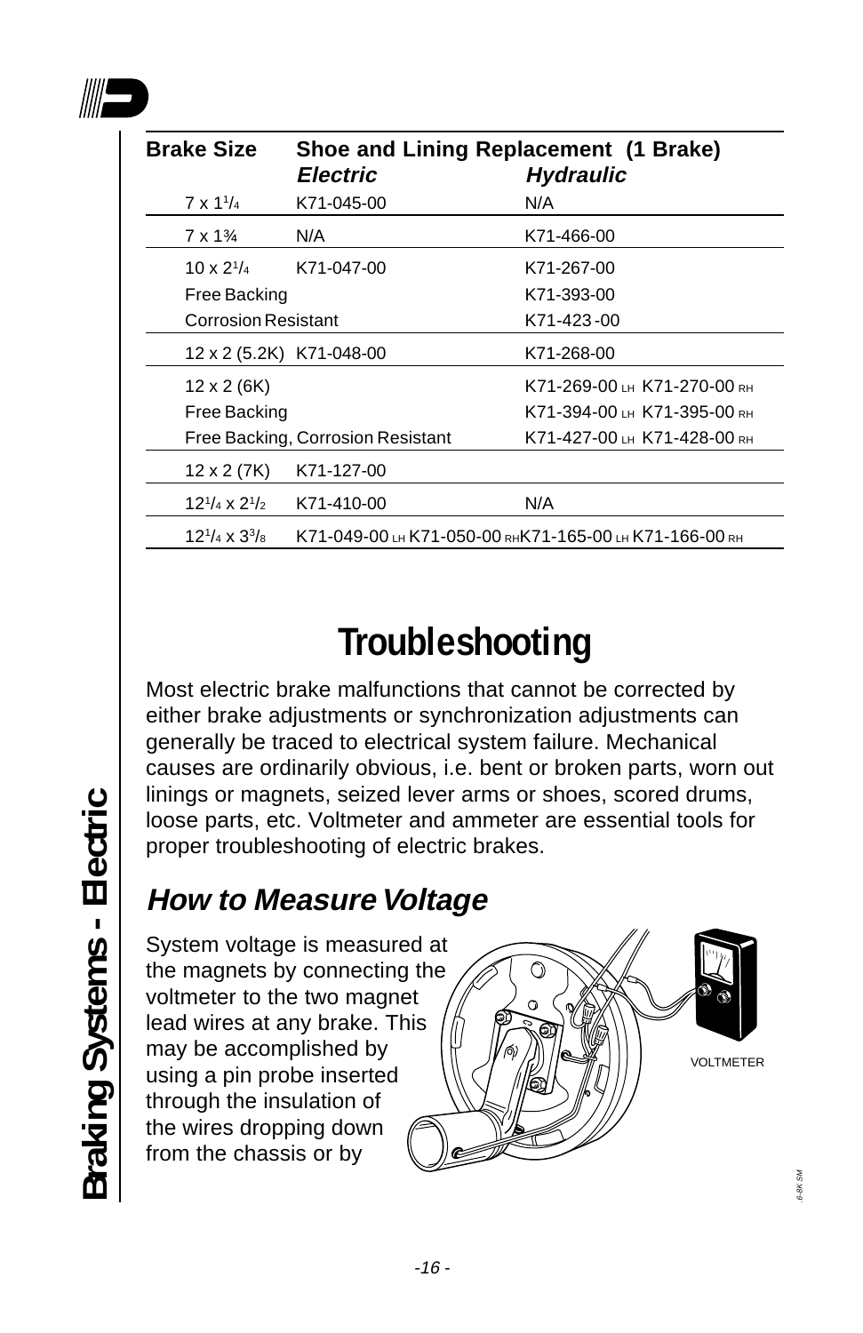| Brake Size | Shoe and Lining Replacement (1 Brake) *Electric* | *Hydraulic* |
|---|---|---|
| 7 x 1¹/₄ | K71-045-00 | N/A |
| 7 x 1¾ | N/A | K71-466-00 |
| 10 x 2¹/₄ | K71-047-00 | K71-267-00 |
| Free Backing | | K71-393-00 |
| Corrosion Resistant | | K71-423-00 |
| 12 x 2 (5.2K) | K71-048-00 | K71-268-00 |
| 12 x 2 (6K) | | K71-269-00 LH K71-270-00 RH |
| Free Backing | | K71-394-00 LH K71-395-00 RH |
| Free Backing, Corrosion Resistant | | K71-427-00 LH K71-428-00 RH |
| 12 x 2 (7K) | K71-127-00 | |
| 12¹/₄ x 2¹/₂ | K71-410-00 | N/A |
| 12¹/₄ x 3³/₈ | K71-049-00 LH K71-050-00 RH | K71-165-00 LH K71-166-00 RH |

# Troubleshooting

Most electric brake malfunctions that cannot be corrected by either brake adjustments or synchronization adjustments can generally be traced to electrical system failure. Mechanical causes are ordinarily obvious, i.e. bent or broken parts, worn out linings or magnets, seized lever arms or shoes, scored drums, loose parts, etc. Voltmeter and ammeter are essential tools for proper troubleshooting of electric brakes.

## *How to Measure Voltage*

System voltage is measured at the magnets by connecting the voltmeter to the two magnet lead wires at any brake. This may be accomplished by using a pin probe inserted through the insulation of the wires dropping down from the chassis or by

VOLTMETER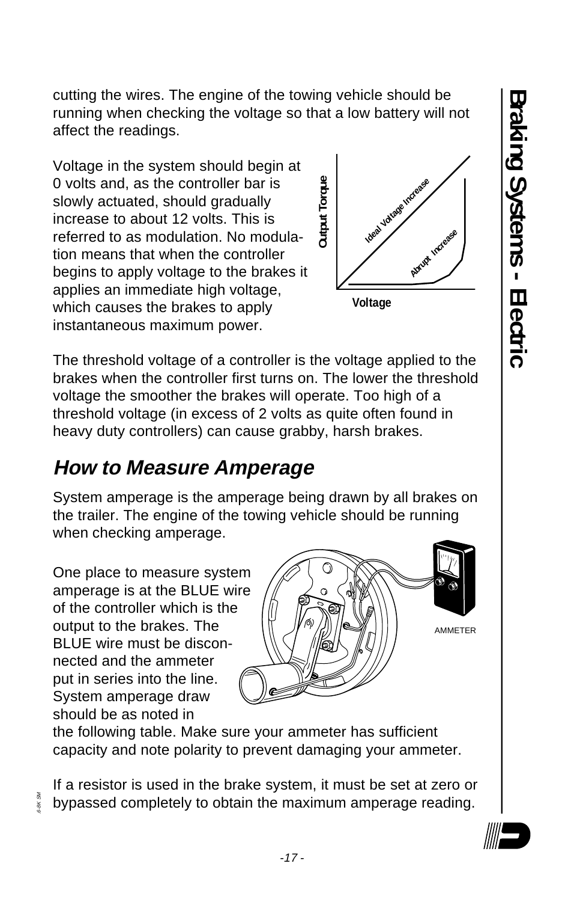cutting the wires. The engine of the towing vehicle should be running when checking the voltage so that a low battery will not affect the readings.

Voltage in the system should begin at 0 volts and, as the controller bar is slowly actuated, should gradually increase to about 12 volts. This is referred to as modulation. No modulation means that when the controller begins to apply voltage to the brakes it applies an immediate high voltage, which causes the brakes to apply instantaneous maximum power.

The threshold voltage of a controller is the voltage applied to the brakes when the controller first turns on. The lower the threshold voltage the smoother the brakes will operate. Too high of a threshold voltage (in excess of 2 volts as quite often found in heavy duty controllers) can cause grabby, harsh brakes.

## *How to Measure Amperage*

System amperage is the amperage being drawn by all brakes on the trailer. The engine of the towing vehicle should be running when checking amperage.

One place to measure system amperage is at the BLUE wire of the controller which is the output to the brakes. The BLUE wire must be disconnected and the ammeter put in series into the line. System amperage draw should be as noted in the following table. Make sure your ammeter has sufficient capacity and note polarity to prevent damaging your ammeter.

If a resistor is used in the brake system, it must be set at zero or bypassed completely to obtain the maximum amperage reading.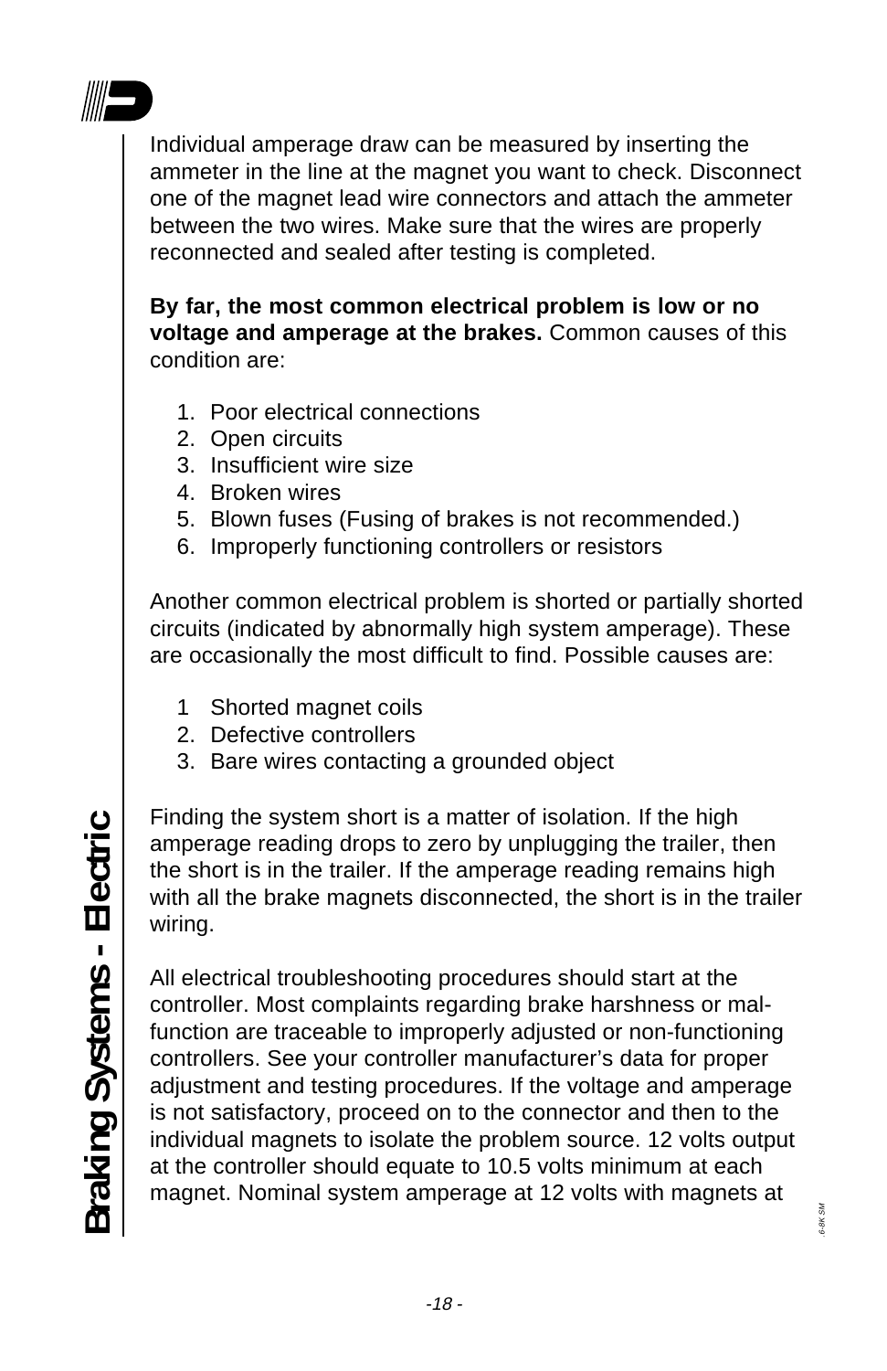Individual amperage draw can be measured by inserting the ammeter in the line at the magnet you want to check. Disconnect one of the magnet lead wire connectors and attach the ammeter between the two wires. Make sure that the wires are properly reconnected and sealed after testing is completed.

**By far, the most common electrical problem is low or no voltage and amperage at the brakes.** Common causes of this condition are:

1. Poor electrical connections
2. Open circuits
3. Insufficient wire size
4. Broken wires
5. Blown fuses (Fusing of brakes is not recommended.)
6. Improperly functioning controllers or resistors

Another common electrical problem is shorted or partially shorted circuits (indicated by abnormally high system amperage). These are occasionally the most difficult to find. Possible causes are:

1. Shorted magnet coils
2. Defective controllers
3. Bare wires contacting a grounded object

Finding the system short is a matter of isolation. If the high amperage reading drops to zero by unplugging the trailer, then the short is in the trailer. If the amperage reading remains high with all the brake magnets disconnected, the short is in the trailer wiring.

All electrical troubleshooting procedures should start at the controller. Most complaints regarding brake harshness or mal-function are traceable to improperly adjusted or non-functioning controllers. See your controller manufacturer's data for proper adjustment and testing procedures. If the voltage and amperage is not satisfactory, proceed on to the connector and then to the individual magnets to isolate the problem source. 12 volts output at the controller should equate to 10.5 volts minimum at each magnet. Nominal system amperage at 12 volts with magnets at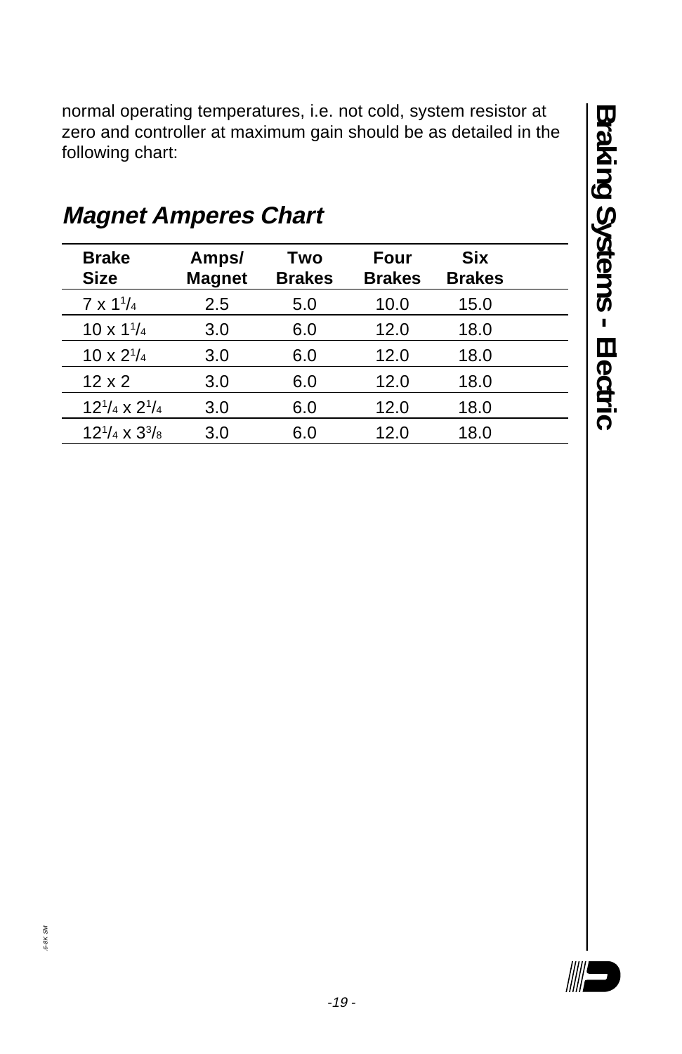normal operating temperatures, i.e. not cold, system resistor at zero and controller at maximum gain should be as detailed in the following chart:

## *Magnet Amperes Chart*

| Brake Size | Amps/ Magnet | Two Brakes | Four Brakes | Six Brakes |
|---|---|---|---|---|
| 7 x 1$^1/_4$ | 2.5 | 5.0 | 10.0 | 15.0 |
| 10 x 1$^1/_4$ | 3.0 | 6.0 | 12.0 | 18.0 |
| 10 x 2$^1/_4$ | 3.0 | 6.0 | 12.0 | 18.0 |
| 12 x 2 | 3.0 | 6.0 | 12.0 | 18.0 |
| 12$^1/_4$ x 2$^1/_4$ | 3.0 | 6.0 | 12.0 | 18.0 |
| 12$^1/_4$ x 3$^3/_8$ | 3.0 | 6.0 | 12.0 | 18.0 |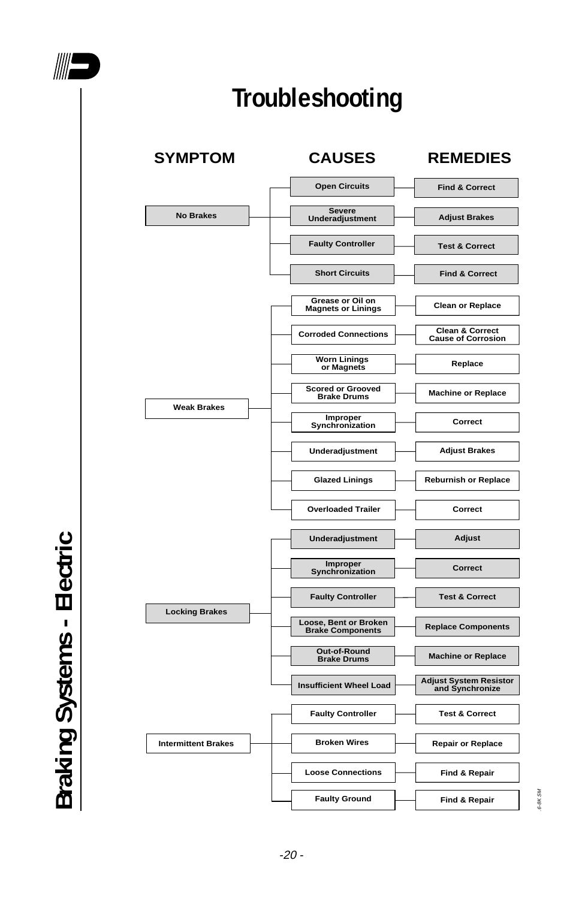# Troubleshooting

| SYMPTOM | CAUSES | REMEDIES |
| --- | --- | --- |
| No Brakes | Open Circuits | Find & Correct |
| | Severe Underadjustment | Adjust Brakes |
| | Faulty Controller | Test & Correct |
| | Short Circuits | Find & Correct |
| Weak Brakes | Grease or Oil on Magnets or Linings | Clean or Replace |
| | Corroded Connections | Clean & Correct Cause of Corrosion |
| | Worn Linings or Magnets | Replace |
| | Scored or Grooved Brake Drums | Machine or Replace |
| | Improper Synchronization | Correct |
| | Underadjustment | Adjust Brakes |
| | Glazed Linings | Reburnish or Replace |
| | Overloaded Trailer | Correct |
| Locking Brakes | Underadjustment | Adjust |
| | Improper Synchronization | Correct |
| | Faulty Controller | Test & Correct |
| | Loose, Bent or Broken Brake Components | Replace Components |
| | Out-of-Round Brake Drums | Machine or Replace |
| | Insufficient Wheel Load | Adjust System Resistor and Synchronize |
| Intermittent Brakes | Faulty Controller | Test & Correct |
| | Broken Wires | Repair or Replace |
| | Loose Connections | Find & Repair |
| | Faulty Ground | Find & Repair |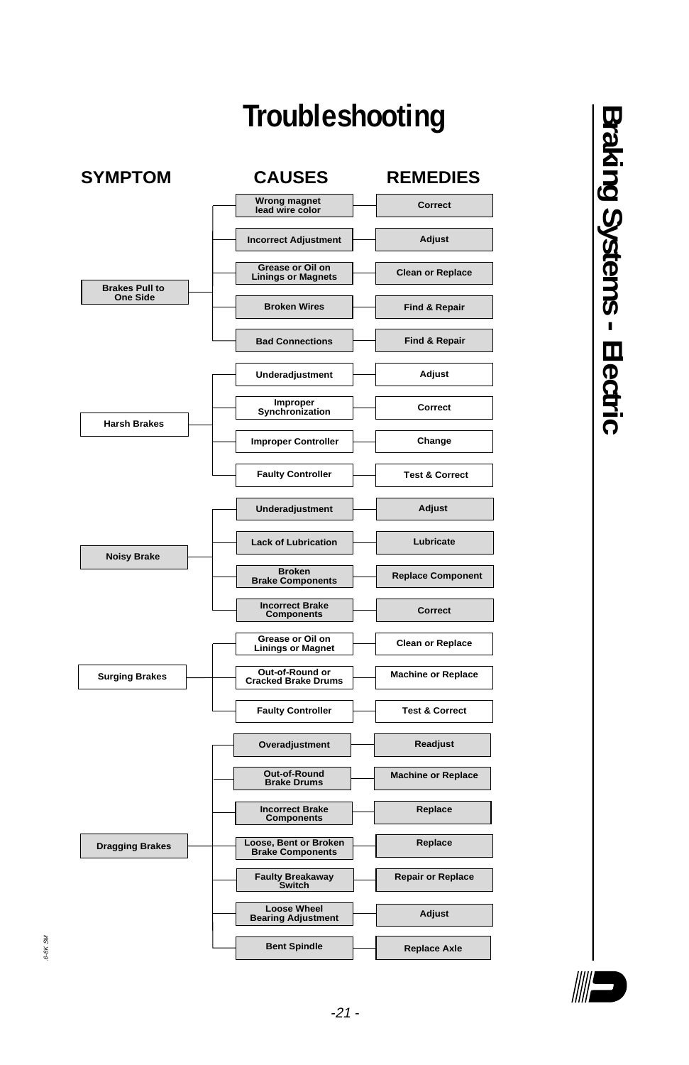# Troubleshooting

| SYMPTOM | CAUSES | REMEDIES |
| --- | --- | --- |
| Brakes Pull to One Side | Wrong magnet lead wire color | Correct |
| | Incorrect Adjustment | Adjust |
| | Grease or Oil on Linings or Magnets | Clean or Replace |
| | Broken Wires | Find & Repair |
| | Bad Connections | Find & Repair |
| Harsh Brakes | Underadjustment | Adjust |
| | Improper Synchronization | Correct |
| | Improper Controller | Change |
| | Faulty Controller | Test & Correct |
| Noisy Brake | Underadjustment | Adjust |
| | Lack of Lubrication | Lubricate |
| | Broken Brake Components | Replace Component |
| | Incorrect Brake Components | Correct |
| Surging Brakes | Grease or Oil on Linings or Magnet | Clean or Replace |
| | Out-of-Round or Cracked Brake Drums | Machine or Replace |
| | Faulty Controller | Test & Correct |
| Dragging Brakes | Overadjustment | Readjust |
| | Out-of-Round Brake Drums | Machine or Replace |
| | Incorrect Brake Components | Replace |
| | Loose, Bent or Broken Brake Components | Replace |
| | Faulty Breakaway Switch | Repair or Replace |
| | Loose Wheel Bearing Adjustment | Adjust |
| | Bent Spindle | Replace Axle |